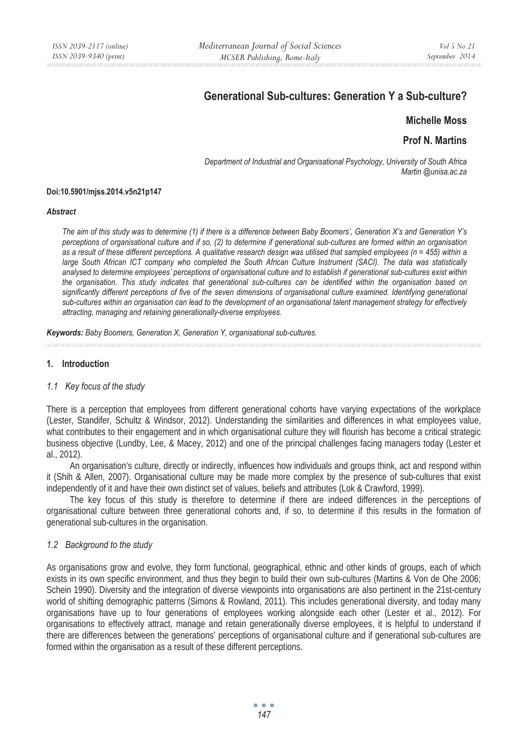# Generational Sub-cultures: Generation Y a Sub-culture?

**Michelle Moss**

**Prof N. Martins**

*Department of Industrial and Organisational Psychology, University of South Africa*
*Martin @unisa.ac.za*

**Doi:10.5901/mjss.2014.v5n21p147**

***Abstract***

*The aim of this study was to determine (1) if there is a difference between Baby Boomers', Generation X's and Generation Y's perceptions of organisational culture and if so, (2) to determine if generational sub-cultures are formed within an organisation as a result of these different perceptions. A qualitative research design was utilised that sampled employees (n = 455) within a large South African ICT company who completed the South African Culture Instrument (SACI). The data was statistically analysed to determine employees' perceptions of organisational culture and to establish if generational sub-cultures exist within the organisation. This study indicates that generational sub-cultures can be identified within the organisation based on significantly different perceptions of five of the seven dimensions of organisational culture examined. Identifying generational sub-cultures within an organisation can lead to the development of an organisational talent management strategy for effectively attracting, managing and retaining generationally-diverse employees.*

***Keywords:*** *Baby Boomers, Generation X, Generation Y, organisational sub-cultures.*

## 1. Introduction

### *1.1 Key focus of the study*

There is a perception that employees from different generational cohorts have varying expectations of the workplace (Lester, Standifer, Schultz & Windsor, 2012). Understanding the similarities and differences in what employees value, what contributes to their engagement and in which organisational culture they will flourish has become a critical strategic business objective (Lundby, Lee, & Macey, 2012) and one of the principal challenges facing managers today (Lester et al., 2012).

An organisation's culture, directly or indirectly, influences how individuals and groups think, act and respond within it (Shih & Allen, 2007). Organisational culture may be made more complex by the presence of sub-cultures that exist independently of it and have their own distinct set of values, beliefs and attributes (Lok & Crawford, 1999).

The key focus of this study is therefore to determine if there are indeed differences in the perceptions of organisational culture between three generational cohorts and, if so, to determine if this results in the formation of generational sub-cultures in the organisation.

### *1.2 Background to the study*

As organisations grow and evolve, they form functional, geographical, ethnic and other kinds of groups, each of which exists in its own specific environment, and thus they begin to build their own sub-cultures (Martins & Von de Ohe 2006; Schein 1990). Diversity and the integration of diverse viewpoints into organisations are also pertinent in the 21st-century world of shifting demographic patterns (Simons & Rowland, 2011). This includes generational diversity, and today many organisations have up to four generations of employees working alongside each other (Lester et al., 2012). For organisations to effectively attract, manage and retain generationally diverse employees, it is helpful to understand if there are differences between the generations' perceptions of organisational culture and if generational sub-cultures are formed within the organisation as a result of these different perceptions.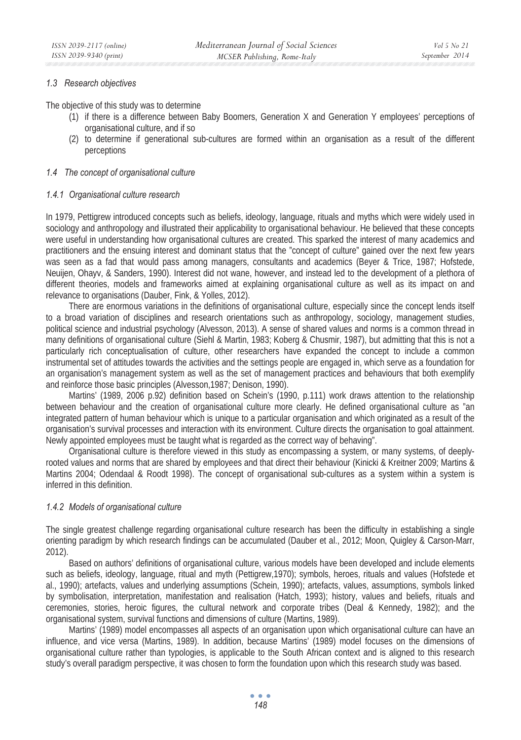### 1.3 Research objectives

The objective of this study was to determine

1. if there is a difference between Baby Boomers, Generation X and Generation Y employees' perceptions of organisational culture, and if so
2. to determine if generational sub-cultures are formed within an organisation as a result of the different perceptions

### 1.4 The concept of organisational culture

#### 1.4.1 Organisational culture research

In 1979, Pettigrew introduced concepts such as beliefs, ideology, language, rituals and myths which were widely used in sociology and anthropology and illustrated their applicability to organisational behaviour. He believed that these concepts were useful in understanding how organisational cultures are created. This sparked the interest of many academics and practitioners and the ensuing interest and dominant status that the "concept of culture" gained over the next few years was seen as a fad that would pass among managers, consultants and academics (Beyer & Trice, 1987; Hofstede, Neuijen, Ohayv, & Sanders, 1990). Interest did not wane, however, and instead led to the development of a plethora of different theories, models and frameworks aimed at explaining organisational culture as well as its impact on and relevance to organisations (Dauber, Fink, & Yolles, 2012).

There are enormous variations in the definitions of organisational culture, especially since the concept lends itself to a broad variation of disciplines and research orientations such as anthropology, sociology, management studies, political science and industrial psychology (Alvesson, 2013). A sense of shared values and norms is a common thread in many definitions of organisational culture (Siehl & Martin, 1983; Koberg & Chusmir, 1987), but admitting that this is not a particularly rich conceptualisation of culture, other researchers have expanded the concept to include a common instrumental set of attitudes towards the activities and the settings people are engaged in, which serve as a foundation for an organisation's management system as well as the set of management practices and behaviours that both exemplify and reinforce those basic principles (Alvesson,1987; Denison, 1990).

Martins' (1989, 2006 p.92) definition based on Schein's (1990, p.111) work draws attention to the relationship between behaviour and the creation of organisational culture more clearly. He defined organisational culture as "an integrated pattern of human behaviour which is unique to a particular organisation and which originated as a result of the organisation's survival processes and interaction with its environment. Culture directs the organisation to goal attainment. Newly appointed employees must be taught what is regarded as the correct way of behaving".

Organisational culture is therefore viewed in this study as encompassing a system, or many systems, of deeply-rooted values and norms that are shared by employees and that direct their behaviour (Kinicki & Kreitner 2009; Martins & Martins 2004; Odendaal & Roodt 1998). The concept of organisational sub-cultures as a system within a system is inferred in this definition.

#### 1.4.2 Models of organisational culture

The single greatest challenge regarding organisational culture research has been the difficulty in establishing a single orienting paradigm by which research findings can be accumulated (Dauber et al., 2012; Moon, Quigley & Carson-Marr, 2012).

Based on authors' definitions of organisational culture, various models have been developed and include elements such as beliefs, ideology, language, ritual and myth (Pettigrew,1970); symbols, heroes, rituals and values (Hofstede et al., 1990); artefacts, values and underlying assumptions (Schein, 1990); artefacts, values, assumptions, symbols linked by symbolisation, interpretation, manifestation and realisation (Hatch, 1993); history, values and beliefs, rituals and ceremonies, stories, heroic figures, the cultural network and corporate tribes (Deal & Kennedy, 1982); and the organisational system, survival functions and dimensions of culture (Martins, 1989).

Martins' (1989) model encompasses all aspects of an organisation upon which organisational culture can have an influence, and vice versa (Martins, 1989). In addition, because Martins' (1989) model focuses on the dimensions of organisational culture rather than typologies, is applicable to the South African context and is aligned to this research study's overall paradigm perspective, it was chosen to form the foundation upon which this research study was based.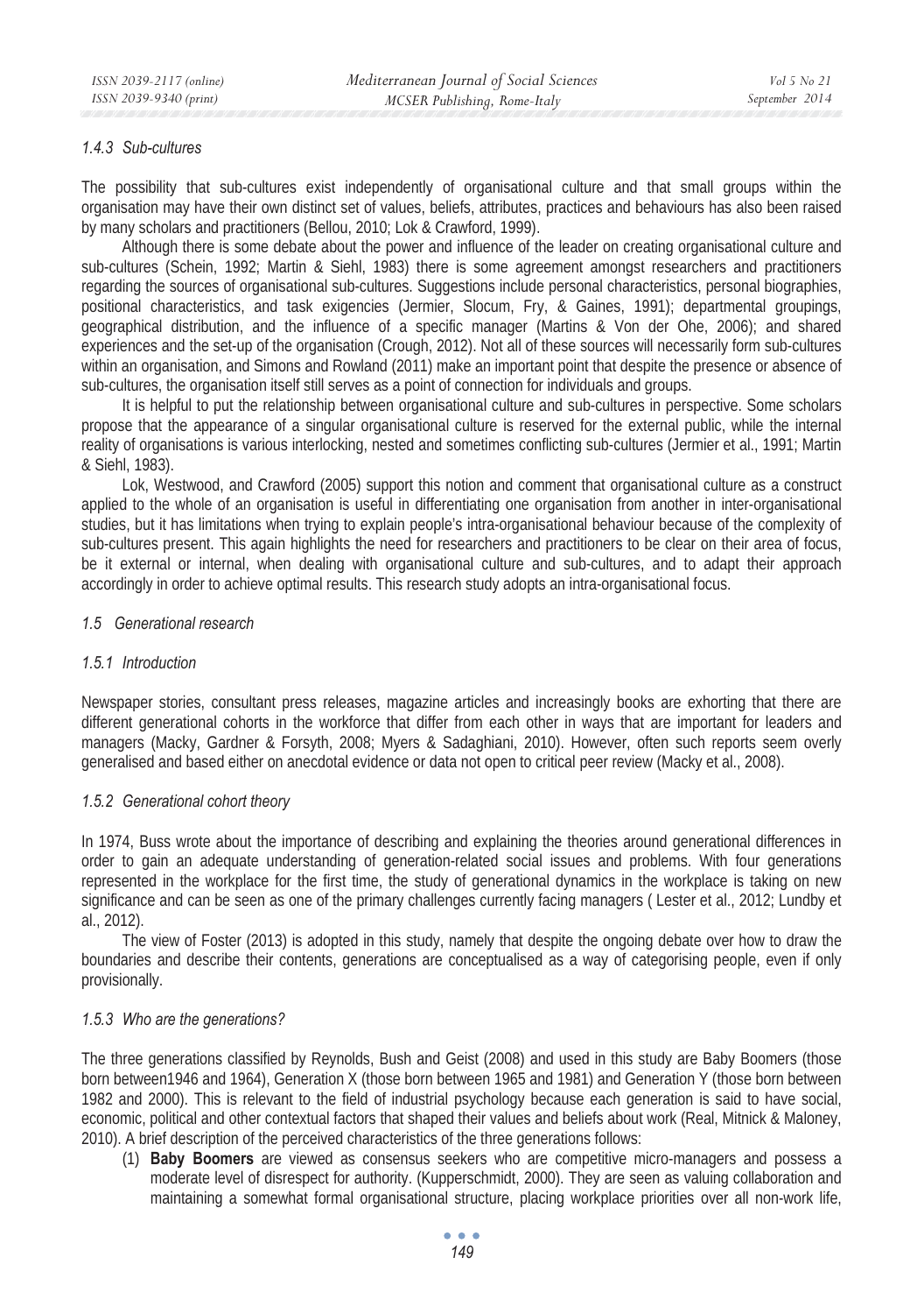#### *1.4.3 Sub-cultures*

The possibility that sub-cultures exist independently of organisational culture and that small groups within the organisation may have their own distinct set of values, beliefs, attributes, practices and behaviours has also been raised by many scholars and practitioners (Bellou, 2010; Lok & Crawford, 1999).

Although there is some debate about the power and influence of the leader on creating organisational culture and sub-cultures (Schein, 1992; Martin & Siehl, 1983) there is some agreement amongst researchers and practitioners regarding the sources of organisational sub-cultures. Suggestions include personal characteristics, personal biographies, positional characteristics, and task exigencies (Jermier, Slocum, Fry, & Gaines, 1991); departmental groupings, geographical distribution, and the influence of a specific manager (Martins & Von der Ohe, 2006); and shared experiences and the set-up of the organisation (Crough, 2012). Not all of these sources will necessarily form sub-cultures within an organisation, and Simons and Rowland (2011) make an important point that despite the presence or absence of sub-cultures, the organisation itself still serves as a point of connection for individuals and groups.

It is helpful to put the relationship between organisational culture and sub-cultures in perspective. Some scholars propose that the appearance of a singular organisational culture is reserved for the external public, while the internal reality of organisations is various interlocking, nested and sometimes conflicting sub-cultures (Jermier et al., 1991; Martin & Siehl, 1983).

Lok, Westwood, and Crawford (2005) support this notion and comment that organisational culture as a construct applied to the whole of an organisation is useful in differentiating one organisation from another in inter-organisational studies, but it has limitations when trying to explain people's intra-organisational behaviour because of the complexity of sub-cultures present. This again highlights the need for researchers and practitioners to be clear on their area of focus, be it external or internal, when dealing with organisational culture and sub-cultures, and to adapt their approach accordingly in order to achieve optimal results. This research study adopts an intra-organisational focus.

### *1.5 Generational research*

#### *1.5.1 Introduction*

Newspaper stories, consultant press releases, magazine articles and increasingly books are exhorting that there are different generational cohorts in the workforce that differ from each other in ways that are important for leaders and managers (Macky, Gardner & Forsyth, 2008; Myers & Sadaghiani, 2010). However, often such reports seem overly generalised and based either on anecdotal evidence or data not open to critical peer review (Macky et al., 2008).

#### *1.5.2 Generational cohort theory*

In 1974, Buss wrote about the importance of describing and explaining the theories around generational differences in order to gain an adequate understanding of generation-related social issues and problems. With four generations represented in the workplace for the first time, the study of generational dynamics in the workplace is taking on new significance and can be seen as one of the primary challenges currently facing managers ( Lester et al., 2012; Lundby et al., 2012).

The view of Foster (2013) is adopted in this study, namely that despite the ongoing debate over how to draw the boundaries and describe their contents, generations are conceptualised as a way of categorising people, even if only provisionally.

#### *1.5.3 Who are the generations?*

The three generations classified by Reynolds, Bush and Geist (2008) and used in this study are Baby Boomers (those born between1946 and 1964), Generation X (those born between 1965 and 1981) and Generation Y (those born between 1982 and 2000). This is relevant to the field of industrial psychology because each generation is said to have social, economic, political and other contextual factors that shaped their values and beliefs about work (Real, Mitnick & Maloney, 2010). A brief description of the perceived characteristics of the three generations follows:

(1) **Baby Boomers** are viewed as consensus seekers who are competitive micro-managers and possess a moderate level of disrespect for authority. (Kupperschmidt, 2000). They are seen as valuing collaboration and maintaining a somewhat formal organisational structure, placing workplace priorities over all non-work life,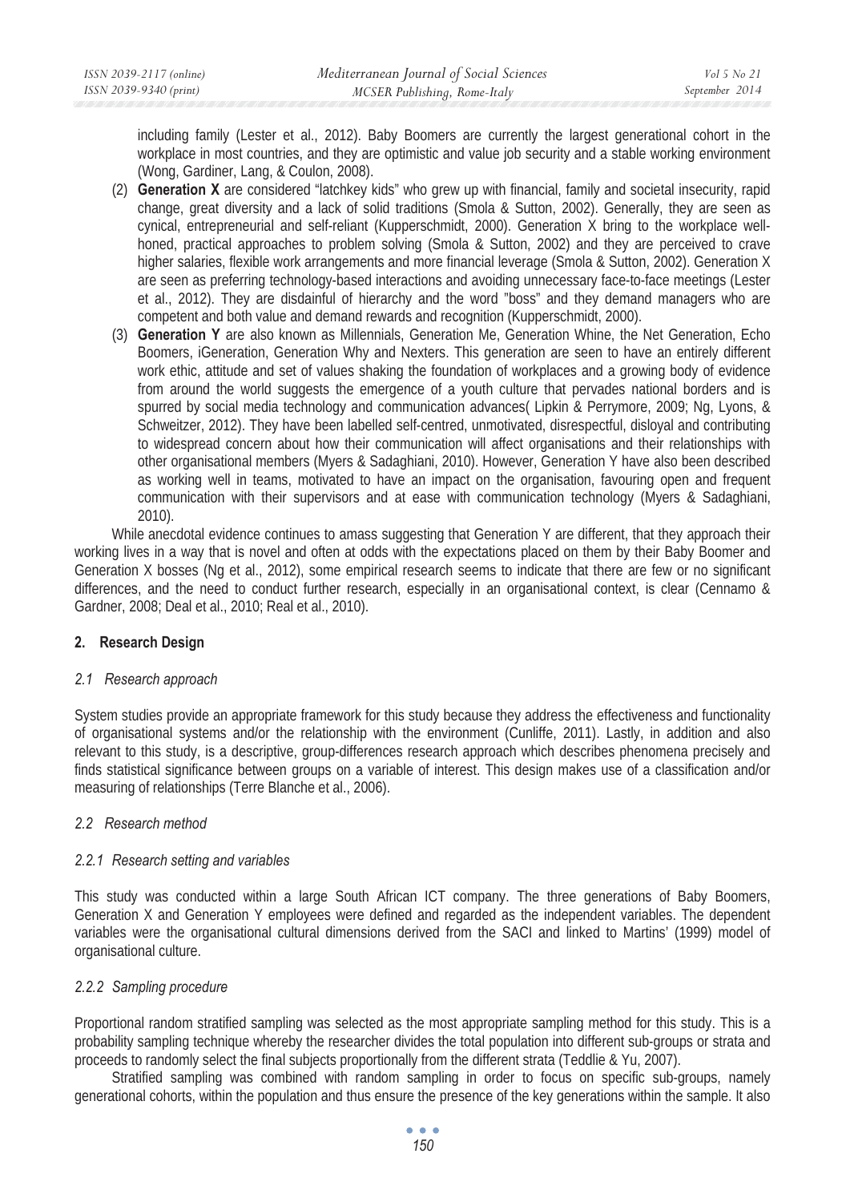including family (Lester et al., 2012). Baby Boomers are currently the largest generational cohort in the workplace in most countries, and they are optimistic and value job security and a stable working environment (Wong, Gardiner, Lang, & Coulon, 2008).

(2) **Generation X** are considered "latchkey kids" who grew up with financial, family and societal insecurity, rapid change, great diversity and a lack of solid traditions (Smola & Sutton, 2002). Generally, they are seen as cynical, entrepreneurial and self-reliant (Kupperschmidt, 2000). Generation X bring to the workplace well-honed, practical approaches to problem solving (Smola & Sutton, 2002) and they are perceived to crave higher salaries, flexible work arrangements and more financial leverage (Smola & Sutton, 2002). Generation X are seen as preferring technology-based interactions and avoiding unnecessary face-to-face meetings (Lester et al., 2012). They are disdainful of hierarchy and the word "boss" and they demand managers who are competent and both value and demand rewards and recognition (Kupperschmidt, 2000).

(3) **Generation Y** are also known as Millennials, Generation Me, Generation Whine, the Net Generation, Echo Boomers, iGeneration, Generation Why and Nexters. This generation are seen to have an entirely different work ethic, attitude and set of values shaking the foundation of workplaces and a growing body of evidence from around the world suggests the emergence of a youth culture that pervades national borders and is spurred by social media technology and communication advances( Lipkin & Perrymore, 2009; Ng, Lyons, & Schweitzer, 2012). They have been labelled self-centred, unmotivated, disrespectful, disloyal and contributing to widespread concern about how their communication will affect organisations and their relationships with other organisational members (Myers & Sadaghiani, 2010). However, Generation Y have also been described as working well in teams, motivated to have an impact on the organisation, favouring open and frequent communication with their supervisors and at ease with communication technology (Myers & Sadaghiani, 2010).

While anecdotal evidence continues to amass suggesting that Generation Y are different, that they approach their working lives in a way that is novel and often at odds with the expectations placed on them by their Baby Boomer and Generation X bosses (Ng et al., 2012), some empirical research seems to indicate that there are few or no significant differences, and the need to conduct further research, especially in an organisational context, is clear (Cennamo & Gardner, 2008; Deal et al., 2010; Real et al., 2010).

## 2. Research Design

### *2.1 Research approach*

System studies provide an appropriate framework for this study because they address the effectiveness and functionality of organisational systems and/or the relationship with the environment (Cunliffe, 2011). Lastly, in addition and also relevant to this study, is a descriptive, group-differences research approach which describes phenomena precisely and finds statistical significance between groups on a variable of interest. This design makes use of a classification and/or measuring of relationships (Terre Blanche et al., 2006).

### *2.2 Research method*

#### *2.2.1 Research setting and variables*

This study was conducted within a large South African ICT company. The three generations of Baby Boomers, Generation X and Generation Y employees were defined and regarded as the independent variables. The dependent variables were the organisational cultural dimensions derived from the SACI and linked to Martins' (1999) model of organisational culture.

#### *2.2.2 Sampling procedure*

Proportional random stratified sampling was selected as the most appropriate sampling method for this study. This is a probability sampling technique whereby the researcher divides the total population into different sub-groups or strata and proceeds to randomly select the final subjects proportionally from the different strata (Teddlie & Yu, 2007).

Stratified sampling was combined with random sampling in order to focus on specific sub-groups, namely generational cohorts, within the population and thus ensure the presence of the key generations within the sample. It also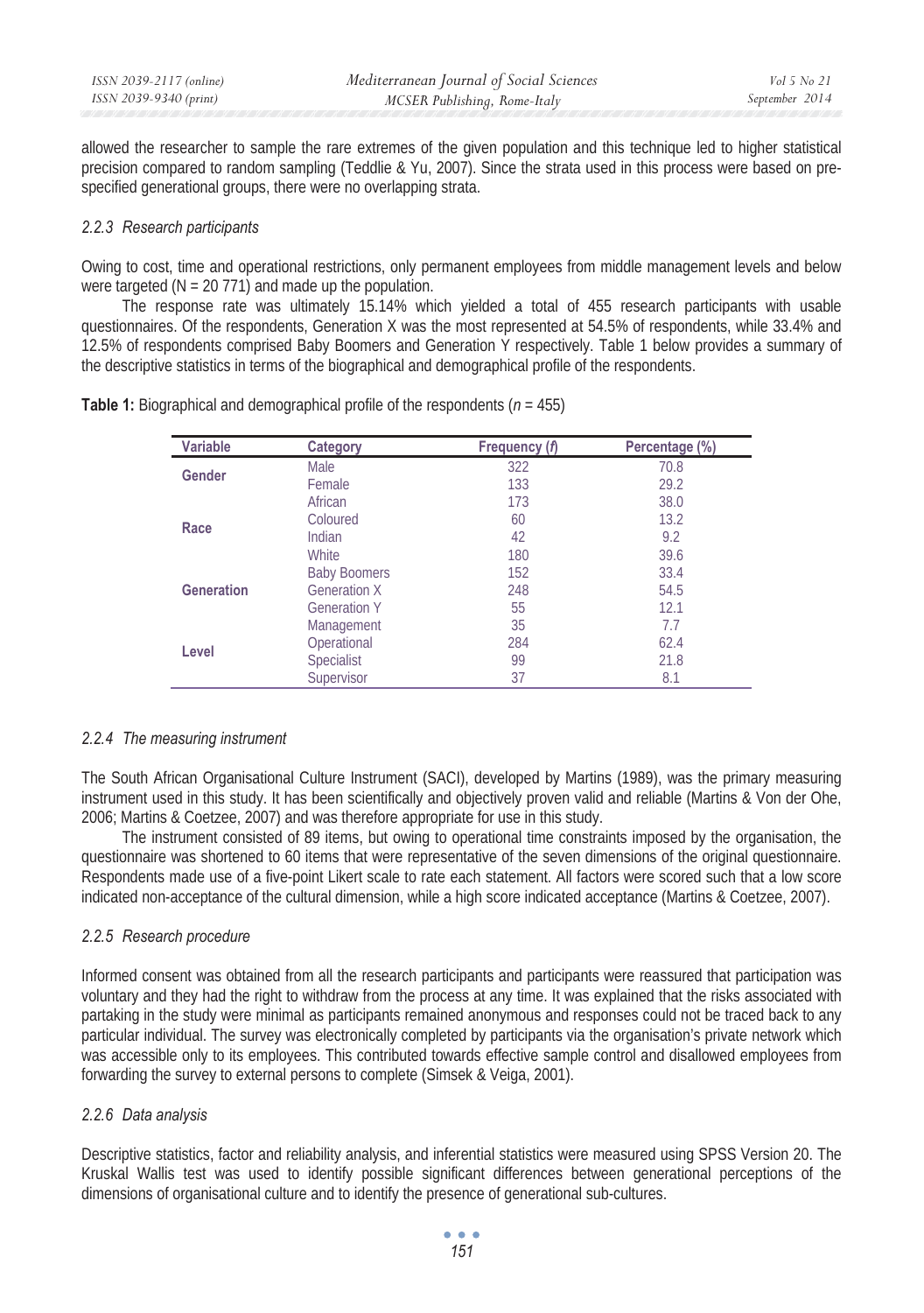allowed the researcher to sample the rare extremes of the given population and this technique led to higher statistical precision compared to random sampling (Teddlie & Yu, 2007). Since the strata used in this process were based on pre-specified generational groups, there were no overlapping strata.

#### *2.2.3 Research participants*

Owing to cost, time and operational restrictions, only permanent employees from middle management levels and below were targeted (N = 20 771) and made up the population.

The response rate was ultimately 15.14% which yielded a total of 455 research participants with usable questionnaires. Of the respondents, Generation X was the most represented at 54.5% of respondents, while 33.4% and 12.5% of respondents comprised Baby Boomers and Generation Y respectively. Table 1 below provides a summary of the descriptive statistics in terms of the biographical and demographical profile of the respondents.

**Table 1:** Biographical and demographical profile of the respondents (*n* = 455)

| Variable | Category | Frequency (*f*) | Percentage (%) |
|---|---|---|---|
| **Gender** | Male | 322 | 70.8 |
| | Female | 133 | 29.2 |
| **Race** | African | 173 | 38.0 |
| | Coloured | 60 | 13.2 |
| | Indian | 42 | 9.2 |
| | White | 180 | 39.6 |
| **Generation** | Baby Boomers | 152 | 33.4 |
| | Generation X | 248 | 54.5 |
| | Generation Y | 55 | 12.1 |
| **Level** | Management | 35 | 7.7 |
| | Operational | 284 | 62.4 |
| | Specialist | 99 | 21.8 |
| | Supervisor | 37 | 8.1 |

#### *2.2.4 The measuring instrument*

The South African Organisational Culture Instrument (SACI), developed by Martins (1989), was the primary measuring instrument used in this study. It has been scientifically and objectively proven valid and reliable (Martins & Von der Ohe, 2006; Martins & Coetzee, 2007) and was therefore appropriate for use in this study.

The instrument consisted of 89 items, but owing to operational time constraints imposed by the organisation, the questionnaire was shortened to 60 items that were representative of the seven dimensions of the original questionnaire. Respondents made use of a five-point Likert scale to rate each statement. All factors were scored such that a low score indicated non-acceptance of the cultural dimension, while a high score indicated acceptance (Martins & Coetzee, 2007).

#### *2.2.5 Research procedure*

Informed consent was obtained from all the research participants and participants were reassured that participation was voluntary and they had the right to withdraw from the process at any time. It was explained that the risks associated with partaking in the study were minimal as participants remained anonymous and responses could not be traced back to any particular individual. The survey was electronically completed by participants via the organisation's private network which was accessible only to its employees. This contributed towards effective sample control and disallowed employees from forwarding the survey to external persons to complete (Simsek & Veiga, 2001).

#### *2.2.6 Data analysis*

Descriptive statistics, factor and reliability analysis, and inferential statistics were measured using SPSS Version 20. The Kruskal Wallis test was used to identify possible significant differences between generational perceptions of the dimensions of organisational culture and to identify the presence of generational sub-cultures.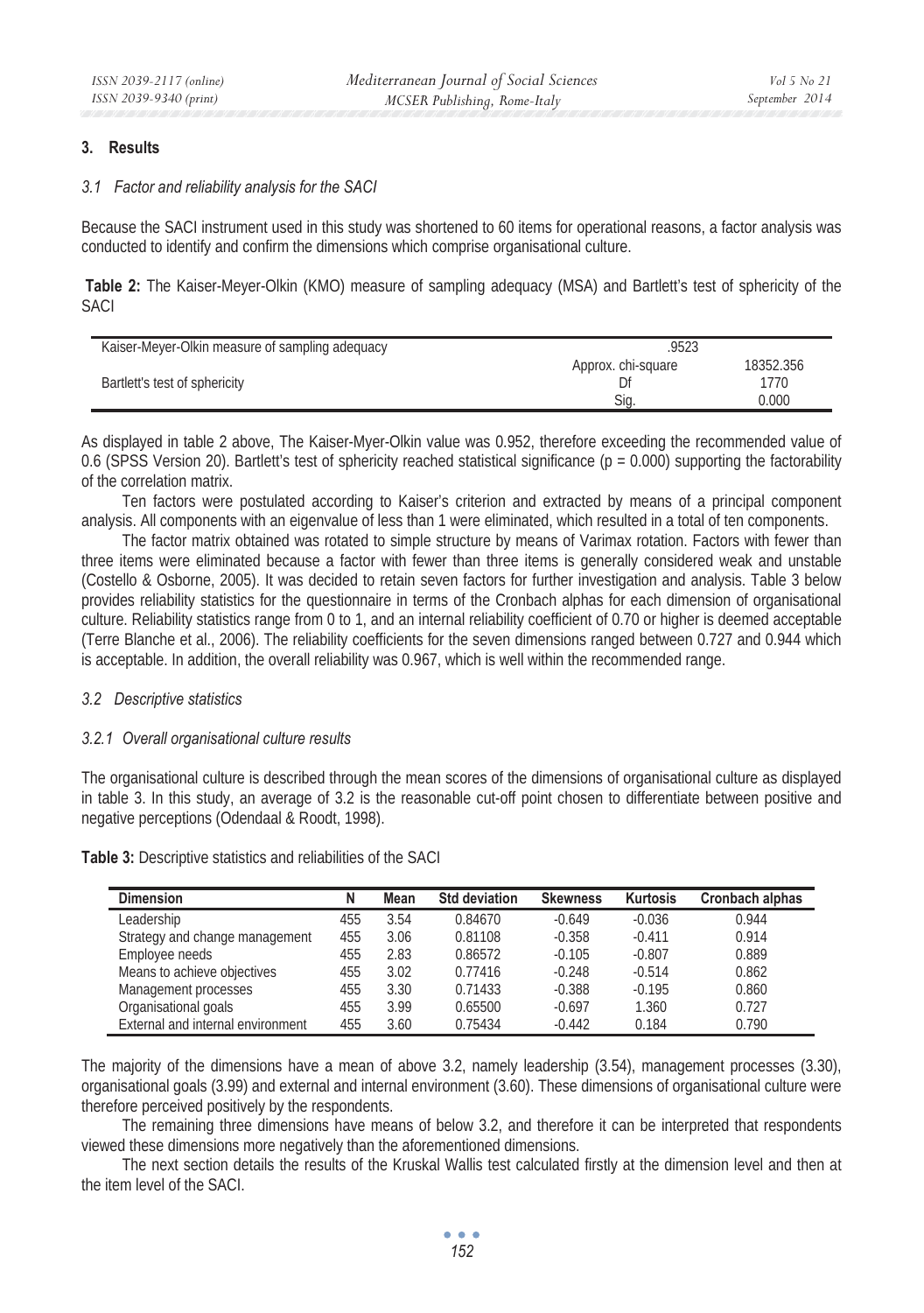## 3. Results

### *3.1 Factor and reliability analysis for the SACI*

Because the SACI instrument used in this study was shortened to 60 items for operational reasons, a factor analysis was conducted to identify and confirm the dimensions which comprise organisational culture.

**Table 2:** The Kaiser-Meyer-Olkin (KMO) measure of sampling adequacy (MSA) and Bartlett's test of sphericity of the SACI

| | | |
|---|---|---|
| Kaiser-Meyer-Olkin measure of sampling adequacy | .9523 | |
| Bartlett's test of sphericity | Approx. chi-square | 18352.356 |
| | Df | 1770 |
| | Sig. | 0.000 |

As displayed in table 2 above, The Kaiser-Myer-Olkin value was 0.952, therefore exceeding the recommended value of 0.6 (SPSS Version 20). Bartlett's test of sphericity reached statistical significance ($p = 0.000$) supporting the factorability of the correlation matrix.

Ten factors were postulated according to Kaiser's criterion and extracted by means of a principal component analysis. All components with an eigenvalue of less than 1 were eliminated, which resulted in a total of ten components.

The factor matrix obtained was rotated to simple structure by means of Varimax rotation. Factors with fewer than three items were eliminated because a factor with fewer than three items is generally considered weak and unstable (Costello & Osborne, 2005). It was decided to retain seven factors for further investigation and analysis. Table 3 below provides reliability statistics for the questionnaire in terms of the Cronbach alphas for each dimension of organisational culture. Reliability statistics range from 0 to 1, and an internal reliability coefficient of 0.70 or higher is deemed acceptable (Terre Blanche et al., 2006). The reliability coefficients for the seven dimensions ranged between 0.727 and 0.944 which is acceptable. In addition, the overall reliability was 0.967, which is well within the recommended range.

### *3.2 Descriptive statistics*

#### *3.2.1 Overall organisational culture results*

The organisational culture is described through the mean scores of the dimensions of organisational culture as displayed in table 3. In this study, an average of 3.2 is the reasonable cut-off point chosen to differentiate between positive and negative perceptions (Odendaal & Roodt, 1998).

**Table 3:** Descriptive statistics and reliabilities of the SACI

| Dimension | N | Mean | Std deviation | Skewness | Kurtosis | Cronbach alphas |
|---|---|---|---|---|---|---|
| Leadership | 455 | 3.54 | 0.84670 | -0.649 | -0.036 | 0.944 |
| Strategy and change management | 455 | 3.06 | 0.81108 | -0.358 | -0.411 | 0.914 |
| Employee needs | 455 | 2.83 | 0.86572 | -0.105 | -0.807 | 0.889 |
| Means to achieve objectives | 455 | 3.02 | 0.77416 | -0.248 | -0.514 | 0.862 |
| Management processes | 455 | 3.30 | 0.71433 | -0.388 | -0.195 | 0.860 |
| Organisational goals | 455 | 3.99 | 0.65500 | -0.697 | 1.360 | 0.727 |
| External and internal environment | 455 | 3.60 | 0.75434 | -0.442 | 0.184 | 0.790 |

The majority of the dimensions have a mean of above 3.2, namely leadership (3.54), management processes (3.30), organisational goals (3.99) and external and internal environment (3.60). These dimensions of organisational culture were therefore perceived positively by the respondents.

The remaining three dimensions have means of below 3.2, and therefore it can be interpreted that respondents viewed these dimensions more negatively than the aforementioned dimensions.

The next section details the results of the Kruskal Wallis test calculated firstly at the dimension level and then at the item level of the SACI.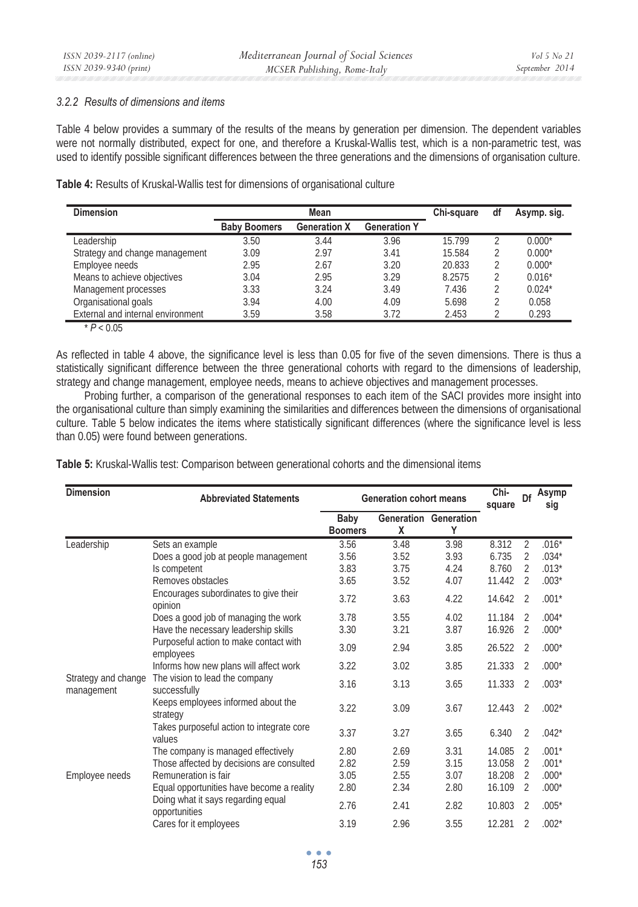### 3.2.2 Results of dimensions and items

Table 4 below provides a summary of the results of the means by generation per dimension. The dependent variables were not normally distributed, expect for one, and therefore a Kruskal-Wallis test, which is a non-parametric test, was used to identify possible significant differences between the three generations and the dimensions of organisation culture.

**Table 4:** Results of Kruskal-Wallis test for dimensions of organisational culture

| Dimension | Mean | | | Chi-square | df | Asymp. sig. |
|---|---|---|---|---|---|---|
| | Baby Boomers | Generation X | Generation Y | | | |
| Leadership | 3.50 | 3.44 | 3.96 | 15.799 | 2 | 0.000* |
| Strategy and change management | 3.09 | 2.97 | 3.41 | 15.584 | 2 | 0.000* |
| Employee needs | 2.95 | 2.67 | 3.20 | 20.833 | 2 | 0.000* |
| Means to achieve objectives | 3.04 | 2.95 | 3.29 | 8.2575 | 2 | 0.016* |
| Management processes | 3.33 | 3.24 | 3.49 | 7.436 | 2 | 0.024* |
| Organisational goals | 3.94 | 4.00 | 4.09 | 5.698 | 2 | 0.058 |
| External and internal environment | 3.59 | 3.58 | 3.72 | 2.453 | 2 | 0.293 |

\* $P < 0.05$

As reflected in table 4 above, the significance level is less than 0.05 for five of the seven dimensions. There is thus a statistically significant difference between the three generational cohorts with regard to the dimensions of leadership, strategy and change management, employee needs, means to achieve objectives and management processes.

Probing further, a comparison of the generational responses to each item of the SACI provides more insight into the organisational culture than simply examining the similarities and differences between the dimensions of organisational culture. Table 5 below indicates the items where statistically significant differences (where the significance level is less than 0.05) were found between generations.

**Table 5:** Kruskal-Wallis test: Comparison between generational cohorts and the dimensional items

| Dimension | Abbreviated Statements | Generation cohort means | | | Chi-square | Df | Asymp sig |
|---|---|---|---|---|---|---|---|
| | | Baby Boomers | Generation X | Generation Y | | | |
| Leadership | Sets an example | 3.56 | 3.48 | 3.98 | 8.312 | 2 | .016* |
| | Does a good job at people management | 3.56 | 3.52 | 3.93 | 6.735 | 2 | .034* |
| | Is competent | 3.83 | 3.75 | 4.24 | 8.760 | 2 | .013* |
| | Removes obstacles | 3.65 | 3.52 | 4.07 | 11.442 | 2 | .003* |
| | Encourages subordinates to give their opinion | 3.72 | 3.63 | 4.22 | 14.642 | 2 | .001* |
| | Does a good job of managing the work | 3.78 | 3.55 | 4.02 | 11.184 | 2 | .004* |
| | Have the necessary leadership skills | 3.30 | 3.21 | 3.87 | 16.926 | 2 | .000* |
| | Purposeful action to make contact with employees | 3.09 | 2.94 | 3.85 | 26.522 | 2 | .000* |
| | Informs how new plans will affect work | 3.22 | 3.02 | 3.85 | 21.333 | 2 | .000* |
| Strategy and change management | The vision to lead the company successfully | 3.16 | 3.13 | 3.65 | 11.333 | 2 | .003* |
| | Keeps employees informed about the strategy | 3.22 | 3.09 | 3.67 | 12.443 | 2 | .002* |
| | Takes purposeful action to integrate core values | 3.37 | 3.27 | 3.65 | 6.340 | 2 | .042* |
| | The company is managed effectively | 2.80 | 2.69 | 3.31 | 14.085 | 2 | .001* |
| | Those affected by decisions are consulted | 2.82 | 2.59 | 3.15 | 13.058 | 2 | .001* |
| Employee needs | Remuneration is fair | 3.05 | 2.55 | 3.07 | 18.208 | 2 | .000* |
| | Equal opportunities have become a reality | 2.80 | 2.34 | 2.80 | 16.109 | 2 | .000* |
| | Doing what it says regarding equal opportunities | 2.76 | 2.41 | 2.82 | 10.803 | 2 | .005* |
| | Cares for it employees | 3.19 | 2.96 | 3.55 | 12.281 | 2 | .002* |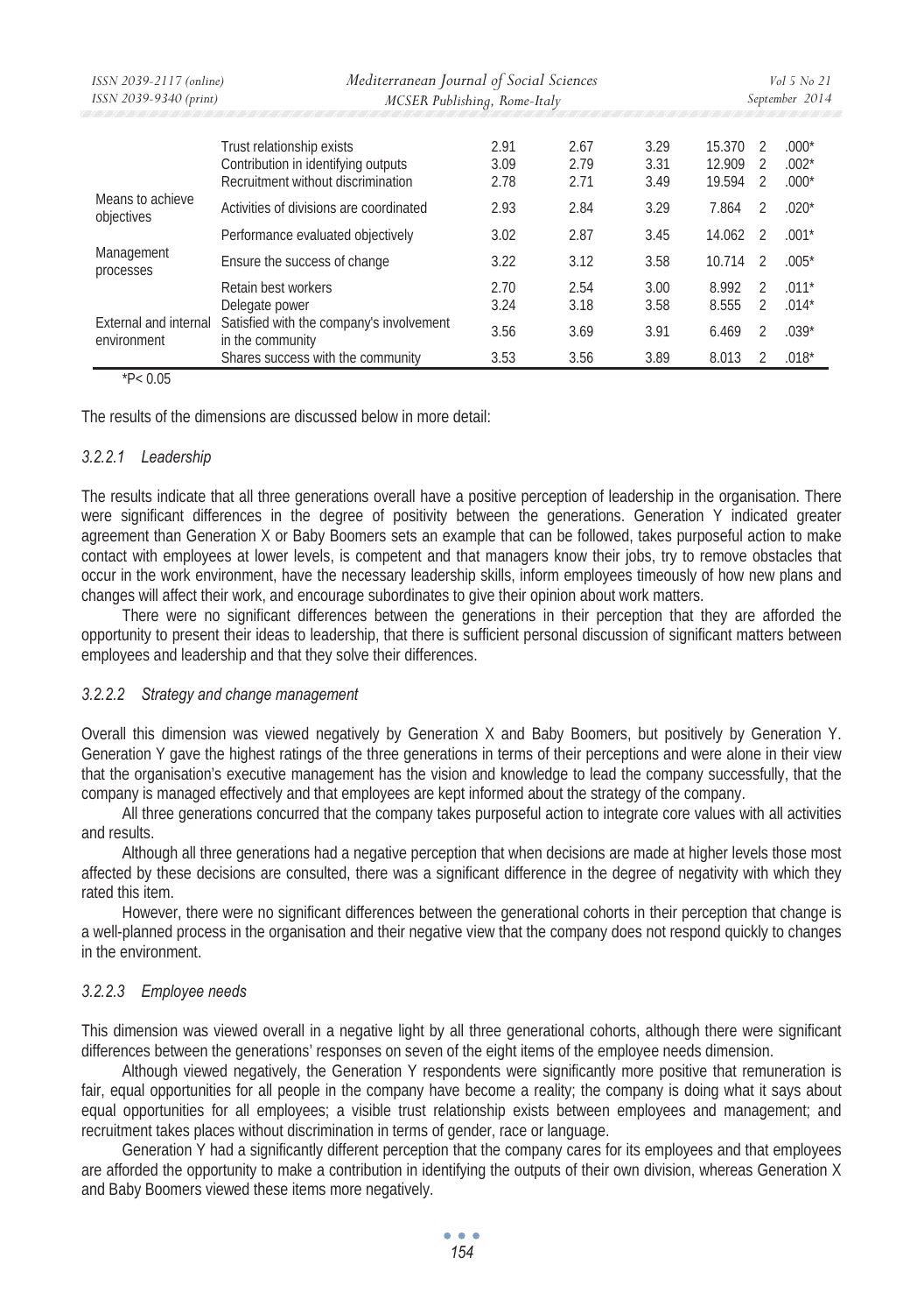| | | | | | | | |
|---|---|---|---|---|---|---|---|
| | Trust relationship exists | 2.91 | 2.67 | 3.29 | 15.370 | 2 | .000* |
| | Contribution in identifying outputs | 3.09 | 2.79 | 3.31 | 12.909 | 2 | .002* |
| | Recruitment without discrimination | 2.78 | 2.71 | 3.49 | 19.594 | 2 | .000* |
| Means to achieve objectives | Activities of divisions are coordinated | 2.93 | 2.84 | 3.29 | 7.864 | 2 | .020* |
| | Performance evaluated objectively | 3.02 | 2.87 | 3.45 | 14.062 | 2 | .001* |
| Management processes | Ensure the success of change | 3.22 | 3.12 | 3.58 | 10.714 | 2 | .005* |
| | Retain best workers | 2.70 | 2.54 | 3.00 | 8.992 | 2 | .011* |
| | Delegate power | 3.24 | 3.18 | 3.58 | 8.555 | 2 | .014* |
| External and internal environment | Satisfied with the company's involvement in the community | 3.56 | 3.69 | 3.91 | 6.469 | 2 | .039* |
| | Shares success with the community | 3.53 | 3.56 | 3.89 | 8.013 | 2 | .018* |

*P< 0.05

The results of the dimensions are discussed below in more detail:

#### *3.2.2.1 Leadership*

The results indicate that all three generations overall have a positive perception of leadership in the organisation. There were significant differences in the degree of positivity between the generations. Generation Y indicated greater agreement than Generation X or Baby Boomers sets an example that can be followed, takes purposeful action to make contact with employees at lower levels, is competent and that managers know their jobs, try to remove obstacles that occur in the work environment, have the necessary leadership skills, inform employees timeously of how new plans and changes will affect their work, and encourage subordinates to give their opinion about work matters.

There were no significant differences between the generations in their perception that they are afforded the opportunity to present their ideas to leadership, that there is sufficient personal discussion of significant matters between employees and leadership and that they solve their differences.

#### *3.2.2.2 Strategy and change management*

Overall this dimension was viewed negatively by Generation X and Baby Boomers, but positively by Generation Y. Generation Y gave the highest ratings of the three generations in terms of their perceptions and were alone in their view that the organisation's executive management has the vision and knowledge to lead the company successfully, that the company is managed effectively and that employees are kept informed about the strategy of the company.

All three generations concurred that the company takes purposeful action to integrate core values with all activities and results.

Although all three generations had a negative perception that when decisions are made at higher levels those most affected by these decisions are consulted, there was a significant difference in the degree of negativity with which they rated this item.

However, there were no significant differences between the generational cohorts in their perception that change is a well-planned process in the organisation and their negative view that the company does not respond quickly to changes in the environment.

#### *3.2.2.3 Employee needs*

This dimension was viewed overall in a negative light by all three generational cohorts, although there were significant differences between the generations' responses on seven of the eight items of the employee needs dimension.

Although viewed negatively, the Generation Y respondents were significantly more positive that remuneration is fair, equal opportunities for all people in the company have become a reality; the company is doing what it says about equal opportunities for all employees; a visible trust relationship exists between employees and management; and recruitment takes places without discrimination in terms of gender, race or language.

Generation Y had a significantly different perception that the company cares for its employees and that employees are afforded the opportunity to make a contribution in identifying the outputs of their own division, whereas Generation X and Baby Boomers viewed these items more negatively.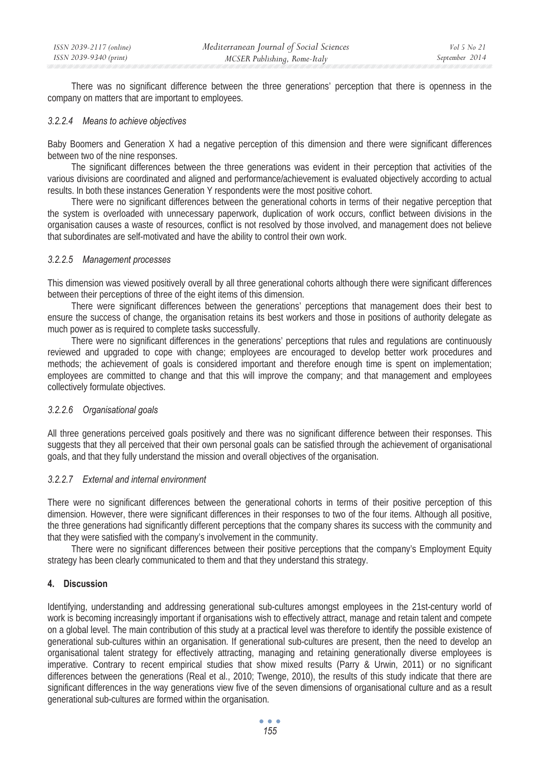There was no significant difference between the three generations' perception that there is openness in the company on matters that are important to employees.

#### *3.2.2.4 Means to achieve objectives*

Baby Boomers and Generation X had a negative perception of this dimension and there were significant differences between two of the nine responses.

The significant differences between the three generations was evident in their perception that activities of the various divisions are coordinated and aligned and performance/achievement is evaluated objectively according to actual results. In both these instances Generation Y respondents were the most positive cohort.

There were no significant differences between the generational cohorts in terms of their negative perception that the system is overloaded with unnecessary paperwork, duplication of work occurs, conflict between divisions in the organisation causes a waste of resources, conflict is not resolved by those involved, and management does not believe that subordinates are self-motivated and have the ability to control their own work.

#### *3.2.2.5 Management processes*

This dimension was viewed positively overall by all three generational cohorts although there were significant differences between their perceptions of three of the eight items of this dimension.

There were significant differences between the generations' perceptions that management does their best to ensure the success of change, the organisation retains its best workers and those in positions of authority delegate as much power as is required to complete tasks successfully.

There were no significant differences in the generations' perceptions that rules and regulations are continuously reviewed and upgraded to cope with change; employees are encouraged to develop better work procedures and methods; the achievement of goals is considered important and therefore enough time is spent on implementation; employees are committed to change and that this will improve the company; and that management and employees collectively formulate objectives.

#### *3.2.2.6 Organisational goals*

All three generations perceived goals positively and there was no significant difference between their responses. This suggests that they all perceived that their own personal goals can be satisfied through the achievement of organisational goals, and that they fully understand the mission and overall objectives of the organisation.

#### *3.2.2.7 External and internal environment*

There were no significant differences between the generational cohorts in terms of their positive perception of this dimension. However, there were significant differences in their responses to two of the four items. Although all positive, the three generations had significantly different perceptions that the company shares its success with the community and that they were satisfied with the company's involvement in the community.

There were no significant differences between their positive perceptions that the company's Employment Equity strategy has been clearly communicated to them and that they understand this strategy.

## 4. Discussion

Identifying, understanding and addressing generational sub-cultures amongst employees in the 21st-century world of work is becoming increasingly important if organisations wish to effectively attract, manage and retain talent and compete on a global level. The main contribution of this study at a practical level was therefore to identify the possible existence of generational sub-cultures within an organisation. If generational sub-cultures are present, then the need to develop an organisational talent strategy for effectively attracting, managing and retaining generationally diverse employees is imperative. Contrary to recent empirical studies that show mixed results (Parry & Urwin, 2011) or no significant differences between the generations (Real et al., 2010; Twenge, 2010), the results of this study indicate that there are significant differences in the way generations view five of the seven dimensions of organisational culture and as a result generational sub-cultures are formed within the organisation.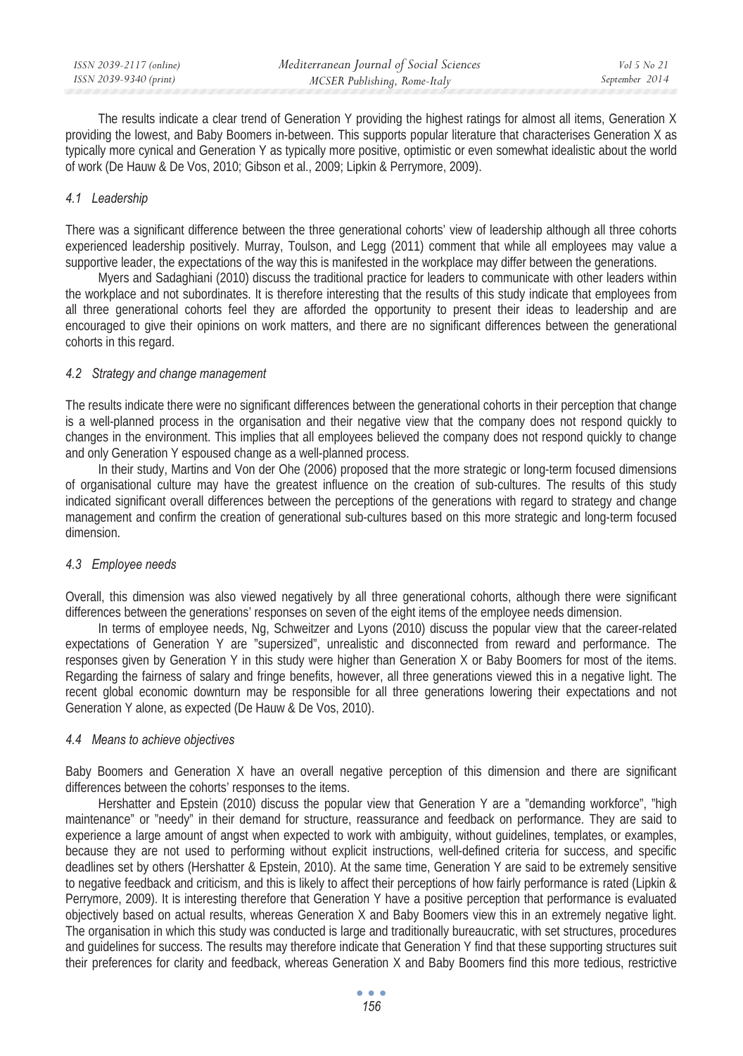The results indicate a clear trend of Generation Y providing the highest ratings for almost all items, Generation X providing the lowest, and Baby Boomers in-between. This supports popular literature that characterises Generation X as typically more cynical and Generation Y as typically more positive, optimistic or even somewhat idealistic about the world of work (De Hauw & De Vos, 2010; Gibson et al., 2009; Lipkin & Perrymore, 2009).

### *4.1 Leadership*

There was a significant difference between the three generational cohorts' view of leadership although all three cohorts experienced leadership positively. Murray, Toulson, and Legg (2011) comment that while all employees may value a supportive leader, the expectations of the way this is manifested in the workplace may differ between the generations.

Myers and Sadaghiani (2010) discuss the traditional practice for leaders to communicate with other leaders within the workplace and not subordinates. It is therefore interesting that the results of this study indicate that employees from all three generational cohorts feel they are afforded the opportunity to present their ideas to leadership and are encouraged to give their opinions on work matters, and there are no significant differences between the generational cohorts in this regard.

### *4.2 Strategy and change management*

The results indicate there were no significant differences between the generational cohorts in their perception that change is a well-planned process in the organisation and their negative view that the company does not respond quickly to changes in the environment. This implies that all employees believed the company does not respond quickly to change and only Generation Y espoused change as a well-planned process.

In their study, Martins and Von der Ohe (2006) proposed that the more strategic or long-term focused dimensions of organisational culture may have the greatest influence on the creation of sub-cultures. The results of this study indicated significant overall differences between the perceptions of the generations with regard to strategy and change management and confirm the creation of generational sub-cultures based on this more strategic and long-term focused dimension.

### *4.3 Employee needs*

Overall, this dimension was also viewed negatively by all three generational cohorts, although there were significant differences between the generations' responses on seven of the eight items of the employee needs dimension.

In terms of employee needs, Ng, Schweitzer and Lyons (2010) discuss the popular view that the career-related expectations of Generation Y are "supersized", unrealistic and disconnected from reward and performance. The responses given by Generation Y in this study were higher than Generation X or Baby Boomers for most of the items. Regarding the fairness of salary and fringe benefits, however, all three generations viewed this in a negative light. The recent global economic downturn may be responsible for all three generations lowering their expectations and not Generation Y alone, as expected (De Hauw & De Vos, 2010).

### *4.4 Means to achieve objectives*

Baby Boomers and Generation X have an overall negative perception of this dimension and there are significant differences between the cohorts' responses to the items.

Hershatter and Epstein (2010) discuss the popular view that Generation Y are a "demanding workforce", "high maintenance" or "needy" in their demand for structure, reassurance and feedback on performance. They are said to experience a large amount of angst when expected to work with ambiguity, without guidelines, templates, or examples, because they are not used to performing without explicit instructions, well-defined criteria for success, and specific deadlines set by others (Hershatter & Epstein, 2010). At the same time, Generation Y are said to be extremely sensitive to negative feedback and criticism, and this is likely to affect their perceptions of how fairly performance is rated (Lipkin & Perrymore, 2009). It is interesting therefore that Generation Y have a positive perception that performance is evaluated objectively based on actual results, whereas Generation X and Baby Boomers view this in an extremely negative light. The organisation in which this study was conducted is large and traditionally bureaucratic, with set structures, procedures and guidelines for success. The results may therefore indicate that Generation Y find that these supporting structures suit their preferences for clarity and feedback, whereas Generation X and Baby Boomers find this more tedious, restrictive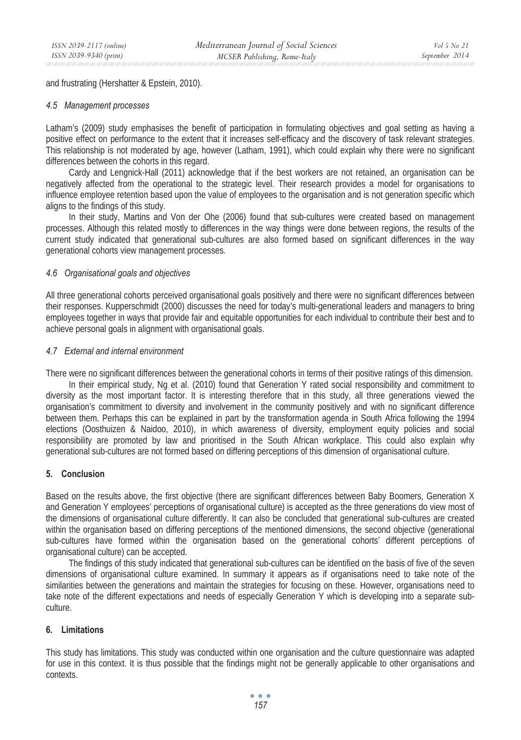and frustrating (Hershatter & Epstein, 2010).

### *4.5 Management processes*

Latham's (2009) study emphasises the benefit of participation in formulating objectives and goal setting as having a positive effect on performance to the extent that it increases self-efficacy and the discovery of task relevant strategies. This relationship is not moderated by age, however (Latham, 1991), which could explain why there were no significant differences between the cohorts in this regard.

Cardy and Lengnick-Hall (2011) acknowledge that if the best workers are not retained, an organisation can be negatively affected from the operational to the strategic level. Their research provides a model for organisations to influence employee retention based upon the value of employees to the organisation and is not generation specific which aligns to the findings of this study.

In their study, Martins and Von der Ohe (2006) found that sub-cultures were created based on management processes. Although this related mostly to differences in the way things were done between regions, the results of the current study indicated that generational sub-cultures are also formed based on significant differences in the way generational cohorts view management processes.

### *4.6 Organisational goals and objectives*

All three generational cohorts perceived organisational goals positively and there were no significant differences between their responses. Kupperschmidt (2000) discusses the need for today's multi-generational leaders and managers to bring employees together in ways that provide fair and equitable opportunities for each individual to contribute their best and to achieve personal goals in alignment with organisational goals.

### *4.7 External and internal environment*

There were no significant differences between the generational cohorts in terms of their positive ratings of this dimension.

In their empirical study, Ng et al. (2010) found that Generation Y rated social responsibility and commitment to diversity as the most important factor. It is interesting therefore that in this study, all three generations viewed the organisation's commitment to diversity and involvement in the community positively and with no significant difference between them. Perhaps this can be explained in part by the transformation agenda in South Africa following the 1994 elections (Oosthuizen & Naidoo, 2010), in which awareness of diversity, employment equity policies and social responsibility are promoted by law and prioritised in the South African workplace. This could also explain why generational sub-cultures are not formed based on differing perceptions of this dimension of organisational culture.

## 5. Conclusion

Based on the results above, the first objective (there are significant differences between Baby Boomers, Generation X and Generation Y employees' perceptions of organisational culture) is accepted as the three generations do view most of the dimensions of organisational culture differently. It can also be concluded that generational sub-cultures are created within the organisation based on differing perceptions of the mentioned dimensions, the second objective (generational sub-cultures have formed within the organisation based on the generational cohorts' different perceptions of organisational culture) can be accepted.

The findings of this study indicated that generational sub-cultures can be identified on the basis of five of the seven dimensions of organisational culture examined. In summary it appears as if organisations need to take note of the similarities between the generations and maintain the strategies for focusing on these. However, organisations need to take note of the different expectations and needs of especially Generation Y which is developing into a separate sub-culture.

## 6. Limitations

This study has limitations. This study was conducted within one organisation and the culture questionnaire was adapted for use in this context. It is thus possible that the findings might not be generally applicable to other organisations and contexts.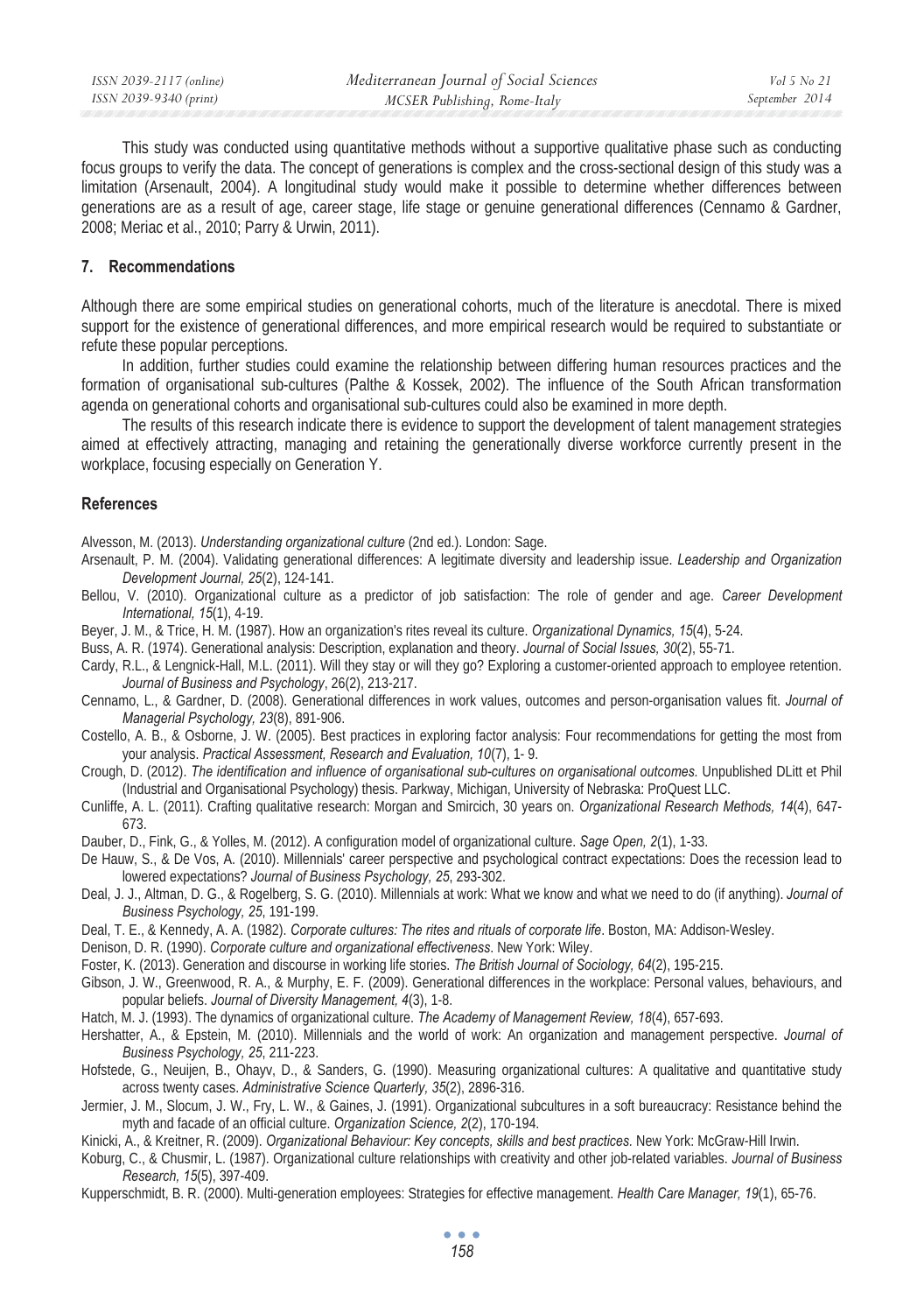This study was conducted using quantitative methods without a supportive qualitative phase such as conducting focus groups to verify the data. The concept of generations is complex and the cross-sectional design of this study was a limitation (Arsenault, 2004). A longitudinal study would make it possible to determine whether differences between generations are as a result of age, career stage, life stage or genuine generational differences (Cennamo & Gardner, 2008; Meriac et al., 2010; Parry & Urwin, 2011).

## 7. Recommendations

Although there are some empirical studies on generational cohorts, much of the literature is anecdotal. There is mixed support for the existence of generational differences, and more empirical research would be required to substantiate or refute these popular perceptions.

In addition, further studies could examine the relationship between differing human resources practices and the formation of organisational sub-cultures (Palthe & Kossek, 2002). The influence of the South African transformation agenda on generational cohorts and organisational sub-cultures could also be examined in more depth.

The results of this research indicate there is evidence to support the development of talent management strategies aimed at effectively attracting, managing and retaining the generationally diverse workforce currently present in the workplace, focusing especially on Generation Y.

## References

Alvesson, M. (2013). *Understanding organizational culture* (2nd ed.). London: Sage.

Arsenault, P. M. (2004). Validating generational differences: A legitimate diversity and leadership issue. *Leadership and Organization Development Journal, 25*(2), 124-141.

Bellou, V. (2010). Organizational culture as a predictor of job satisfaction: The role of gender and age. *Career Development International, 15*(1), 4-19.

Beyer, J. M., & Trice, H. M. (1987). How an organization's rites reveal its culture. *Organizational Dynamics, 15*(4), 5-24.

Buss, A. R. (1974). Generational analysis: Description, explanation and theory. *Journal of Social Issues, 30*(2), 55-71.

Cardy, R.L., & Lengnick-Hall, M.L. (2011). Will they stay or will they go? Exploring a customer-oriented approach to employee retention. *Journal of Business and Psychology*, 26(2), 213-217.

Cennamo, L., & Gardner, D. (2008). Generational differences in work values, outcomes and person-organisation values fit. *Journal of Managerial Psychology, 23*(8), 891-906.

Costello, A. B., & Osborne, J. W. (2005). Best practices in exploring factor analysis: Four recommendations for getting the most from your analysis. *Practical Assessment, Research and Evaluation, 10*(7), 1- 9.

Crough, D. (2012). *The identification and influence of organisational sub-cultures on organisational outcomes.* Unpublished DLitt et Phil (Industrial and Organisational Psychology) thesis. Parkway, Michigan, University of Nebraska: ProQuest LLC.

Cunliffe, A. L. (2011). Crafting qualitative research: Morgan and Smircich, 30 years on. *Organizational Research Methods, 14*(4), 647-673.

Dauber, D., Fink, G., & Yolles, M. (2012). A configuration model of organizational culture. *Sage Open, 2*(1), 1-33.

De Hauw, S., & De Vos, A. (2010). Millennials' career perspective and psychological contract expectations: Does the recession lead to lowered expectations? *Journal of Business Psychology, 25*, 293-302.

Deal, J. J., Altman, D. G., & Rogelberg, S. G. (2010). Millennials at work: What we know and what we need to do (if anything). *Journal of Business Psychology, 25*, 191-199.

Deal, T. E., & Kennedy, A. A. (1982). *Corporate cultures: The rites and rituals of corporate life*. Boston, MA: Addison-Wesley.

Denison, D. R. (1990). *Corporate culture and organizational effectiveness*. New York: Wiley.

Foster, K. (2013). Generation and discourse in working life stories. *The British Journal of Sociology, 64*(2), 195-215.

Gibson, J. W., Greenwood, R. A., & Murphy, E. F. (2009). Generational differences in the workplace: Personal values, behaviours, and popular beliefs. *Journal of Diversity Management, 4*(3), 1-8.

Hatch, M. J. (1993). The dynamics of organizational culture. *The Academy of Management Review, 18*(4), 657-693.

Hershatter, A., & Epstein, M. (2010). Millennials and the world of work: An organization and management perspective. *Journal of Business Psychology, 25*, 211-223.

Hofstede, G., Neuijen, B., Ohayv, D., & Sanders, G. (1990). Measuring organizational cultures: A qualitative and quantitative study across twenty cases. *Administrative Science Quarterly, 35*(2), 2896-316.

Jermier, J. M., Slocum, J. W., Fry, L. W., & Gaines, J. (1991). Organizational subcultures in a soft bureaucracy: Resistance behind the myth and facade of an official culture. *Organization Science, 2*(2), 170-194.

Kinicki, A., & Kreitner, R. (2009). *Organizational Behaviour: Key concepts, skills and best practices.* New York: McGraw-Hill Irwin.

Koburg, C., & Chusmir, L. (1987). Organizational culture relationships with creativity and other job-related variables. *Journal of Business Research, 15*(5), 397-409.

Kupperschmidt, B. R. (2000). Multi-generation employees: Strategies for effective management. *Health Care Manager, 19*(1), 65-76.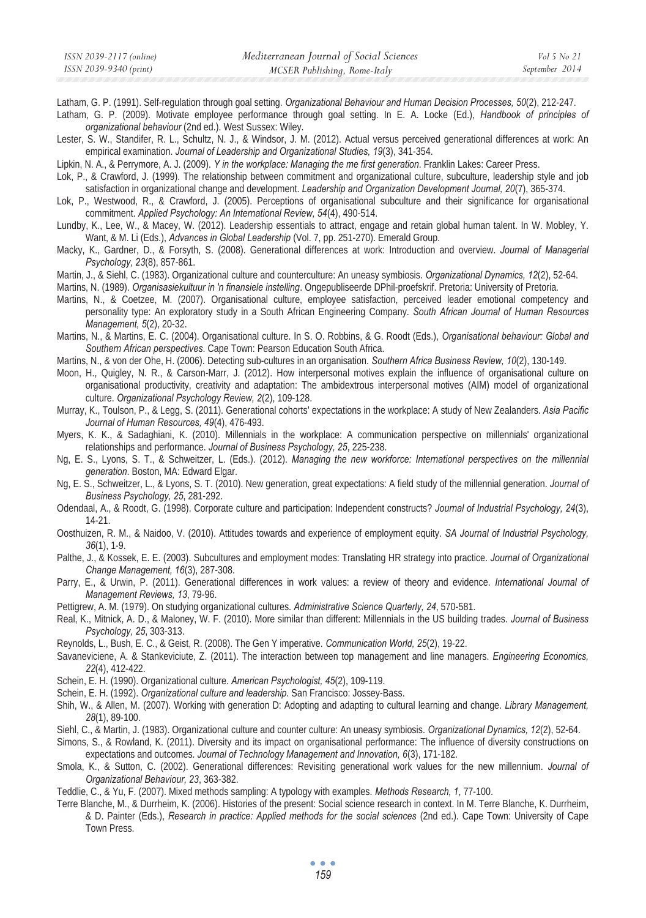Latham, G. P. (1991). Self-regulation through goal setting. *Organizational Behaviour and Human Decision Processes, 50*(2), 212-247.

Latham, G. P. (2009). Motivate employee performance through goal setting. In E. A. Locke (Ed.), *Handbook of principles of organizational behaviour* (2nd ed.). West Sussex: Wiley.

Lester, S. W., Standifer, R. L., Schultz, N. J., & Windsor, J. M. (2012). Actual versus perceived generational differences at work: An empirical examination. *Journal of Leadership and Organizational Studies, 19*(3), 341-354.

Lipkin, N. A., & Perrymore, A. J. (2009). *Y in the workplace: Managing the me first generation*. Franklin Lakes: Career Press.

Lok, P., & Crawford, J. (1999). The relationship between commitment and organizational culture, subculture, leadership style and job satisfaction in organizational change and development. *Leadership and Organization Development Journal, 20*(7), 365-374.

Lok, P., Westwood, R., & Crawford, J. (2005). Perceptions of organisational subculture and their significance for organisational commitment. *Applied Psychology: An International Review, 54*(4), 490-514.

Lundby, K., Lee, W., & Macey, W. (2012). Leadership essentials to attract, engage and retain global human talent. In W. Mobley, Y. Want, & M. Li (Eds.), *Advances in Global Leadership* (Vol. 7, pp. 251-270). Emerald Group.

Macky, K., Gardner, D., & Forsyth, S. (2008). Generational differences at work: Introduction and overview. *Journal of Managerial Psychology, 23*(8), 857-861.

Martin, J., & Siehl, C. (1983). Organizational culture and counterculture: An uneasy symbiosis. *Organizational Dynamics, 12*(2), 52-64.

Martins, N. (1989). *Organisasiekultuur in 'n finansiele instelling*. Ongepubliseerde DPhil-proefskrif. Pretoria: University of Pretoria.

Martins, N., & Coetzee, M. (2007). Organisational culture, employee satisfaction, perceived leader emotional competency and personality type: An exploratory study in a South African Engineering Company. *South African Journal of Human Resources Management, 5*(2), 20-32.

Martins, N., & Martins, E. C. (2004). Organisational culture. In S. O. Robbins, & G. Roodt (Eds.), *Organisational behaviour: Global and Southern African perspectives*. Cape Town: Pearson Education South Africa.

Martins, N., & von der Ohe, H. (2006). Detecting sub-cultures in an organisation. *Southern Africa Business Review, 10*(2), 130-149.

Moon, H., Quigley, N. R., & Carson-Marr, J. (2012). How interpersonal motives explain the influence of organisational culture on organisational productivity, creativity and adaptation: The ambidextrous interpersonal motives (AIM) model of organizational culture. *Organizational Psychology Review, 2*(2), 109-128.

Murray, K., Toulson, P., & Legg, S. (2011). Generational cohorts' expectations in the workplace: A study of New Zealanders. *Asia Pacific Journal of Human Resources, 49*(4), 476-493.

Myers, K. K., & Sadaghiani, K. (2010). Millennials in the workplace: A communication perspective on millennials' organizational relationships and performance. *Journal of Business Psychology, 25*, 225-238.

Ng, E. S., Lyons, S. T., & Schweitzer, L. (Eds.). (2012). *Managing the new workforce: International perspectives on the millennial generation*. Boston, MA: Edward Elgar.

Ng, E. S., Schweitzer, L., & Lyons, S. T. (2010). New generation, great expectations: A field study of the millennial generation. *Journal of Business Psychology, 25*, 281-292.

Odendaal, A., & Roodt, G. (1998). Corporate culture and participation: Independent constructs? *Journal of Industrial Psychology, 24*(3), 14-21.

Oosthuizen, R. M., & Naidoo, V. (2010). Attitudes towards and experience of employment equity. *SA Journal of Industrial Psychology, 36*(1), 1-9.

Palthe, J., & Kossek, E. E. (2003). Subcultures and employment modes: Translating HR strategy into practice. *Journal of Organizational Change Management, 16*(3), 287-308.

Parry, E., & Urwin, P. (2011). Generational differences in work values: a review of theory and evidence. *International Journal of Management Reviews, 13*, 79-96.

Pettigrew, A. M. (1979). On studying organizational cultures. *Administrative Science Quarterly, 24*, 570-581.

Real, K., Mitnick, A. D., & Maloney, W. F. (2010). More similar than different: Millennials in the US building trades. *Journal of Business Psychology, 25*, 303-313.

Reynolds, L., Bush, E. C., & Geist, R. (2008). The Gen Y imperative. *Communication World, 25*(2), 19-22.

Savaneviciene, A. & Stankeviciute, Z. (2011). The interaction between top management and line managers. *Engineering Economics, 22*(4), 412-422.

Schein, E. H. (1990). Organizational culture. *American Psychologist, 45*(2), 109-119.

Schein, E. H. (1992). *Organizational culture and leadership.* San Francisco: Jossey-Bass.

Shih, W., & Allen, M. (2007). Working with generation D: Adopting and adapting to cultural learning and change. *Library Management, 28*(1), 89-100.

Siehl, C., & Martin, J. (1983). Organizational culture and counter culture: An uneasy symbiosis. *Organizational Dynamics, 12*(2), 52-64.

Simons, S., & Rowland, K. (2011). Diversity and its impact on organisational performance: The influence of diversity constructions on expectations and outcomes. *Journal of Technology Management and Innovation, 6*(3), 171-182.

Smola, K., & Sutton, C. (2002). Generational differences: Revisiting generational work values for the new millennium. *Journal of Organizational Behaviour, 23*, 363-382.

Teddlie, C., & Yu, F. (2007). Mixed methods sampling: A typology with examples. *Methods Research, 1*, 77-100.

Terre Blanche, M., & Durrheim, K. (2006). Histories of the present: Social science research in context. In M. Terre Blanche, K. Durrheim, & D. Painter (Eds.), *Research in practice: Applied methods for the social sciences* (2nd ed.). Cape Town: University of Cape Town Press.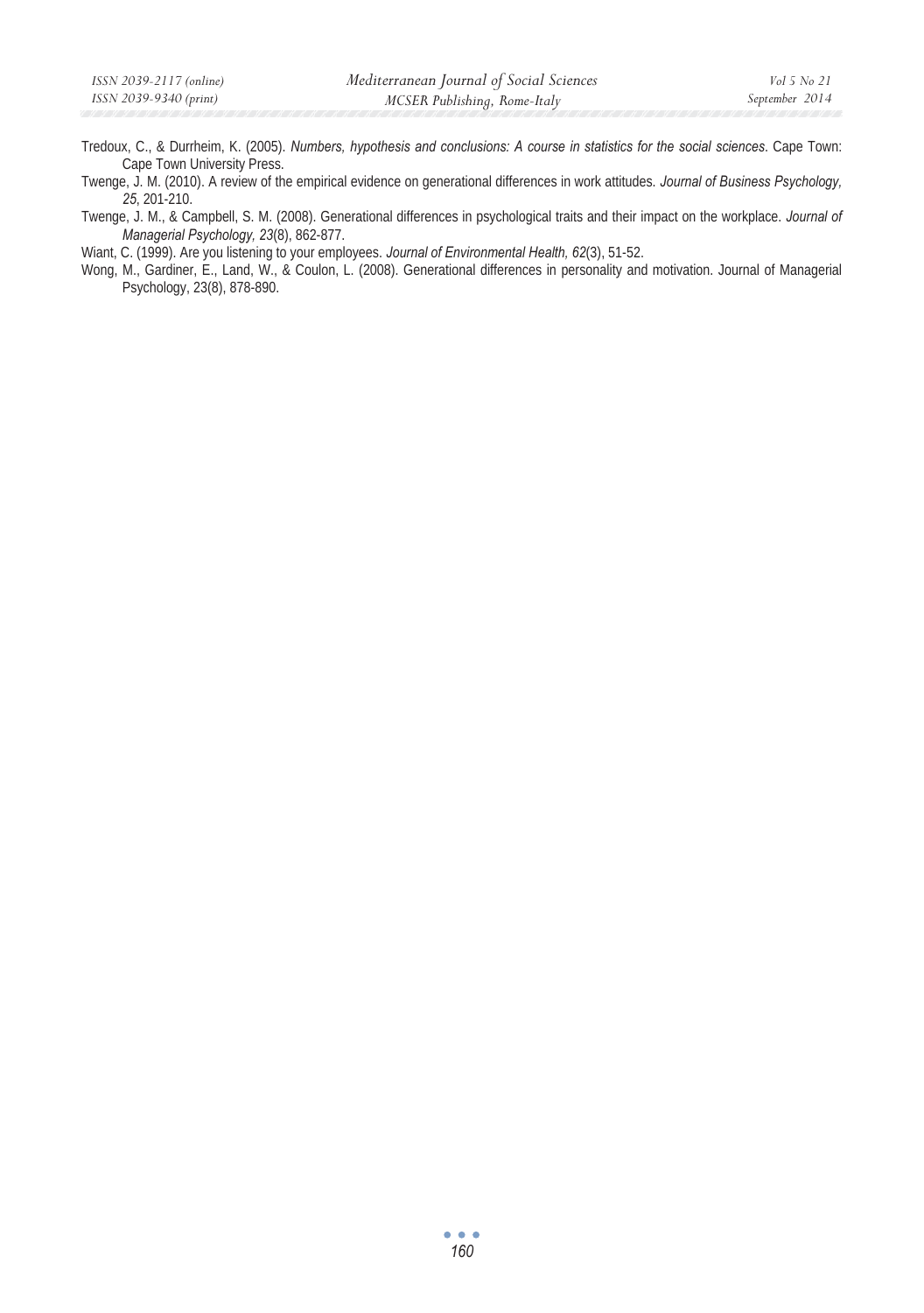Tredoux, C., & Durrheim, K. (2005). *Numbers, hypothesis and conclusions: A course in statistics for the social sciences*. Cape Town: Cape Town University Press.

Twenge, J. M. (2010). A review of the empirical evidence on generational differences in work attitudes. *Journal of Business Psychology, 25*, 201-210.

Twenge, J. M., & Campbell, S. M. (2008). Generational differences in psychological traits and their impact on the workplace. *Journal of Managerial Psychology, 23*(8), 862-877.

Wiant, C. (1999). Are you listening to your employees. *Journal of Environmental Health, 62*(3), 51-52.

Wong, M., Gardiner, E., Land, W., & Coulon, L. (2008). Generational differences in personality and motivation. Journal of Managerial Psychology, 23(8), 878-890.